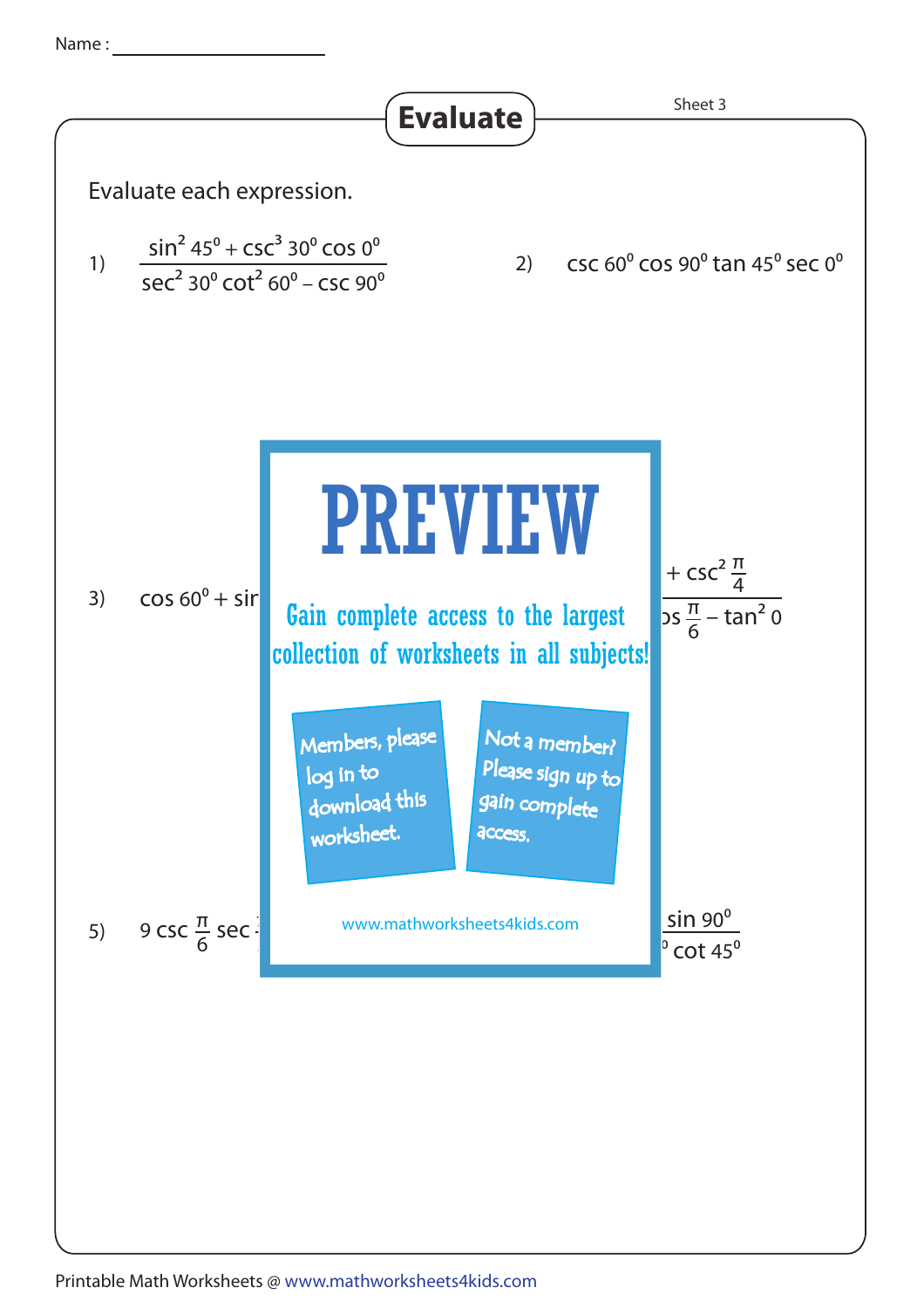Name : ____________________

# Evaluate

Sheet 3

Evaluate each expression.

1) $\dfrac{\sin^2 45^0 + \csc^3 30^0 \cos 0^0}{\sec^2 30^0 \cot^2 60^0 - \csc 90^0}$

2) $\csc 60^0 \cos 90^0 \tan 45^0 \sec 0^0$

**PREVIEW**

Gain complete access to the largest collection of worksheets in all subjects!

Members, please log in to download this worksheet.

Not a member? Please sign up to gain complete access.

www.mathworksheets4kids.com

3) $\cos 60^0 + \sin$ ...

... $+ \csc^2 \frac{\pi}{4}$ / ... $\frac{\pi}{6} - \tan^2 0$

5) $9 \csc \frac{\pi}{6} \sec$ ...

... $\sin 90^0$ / ... $\cot 45^0$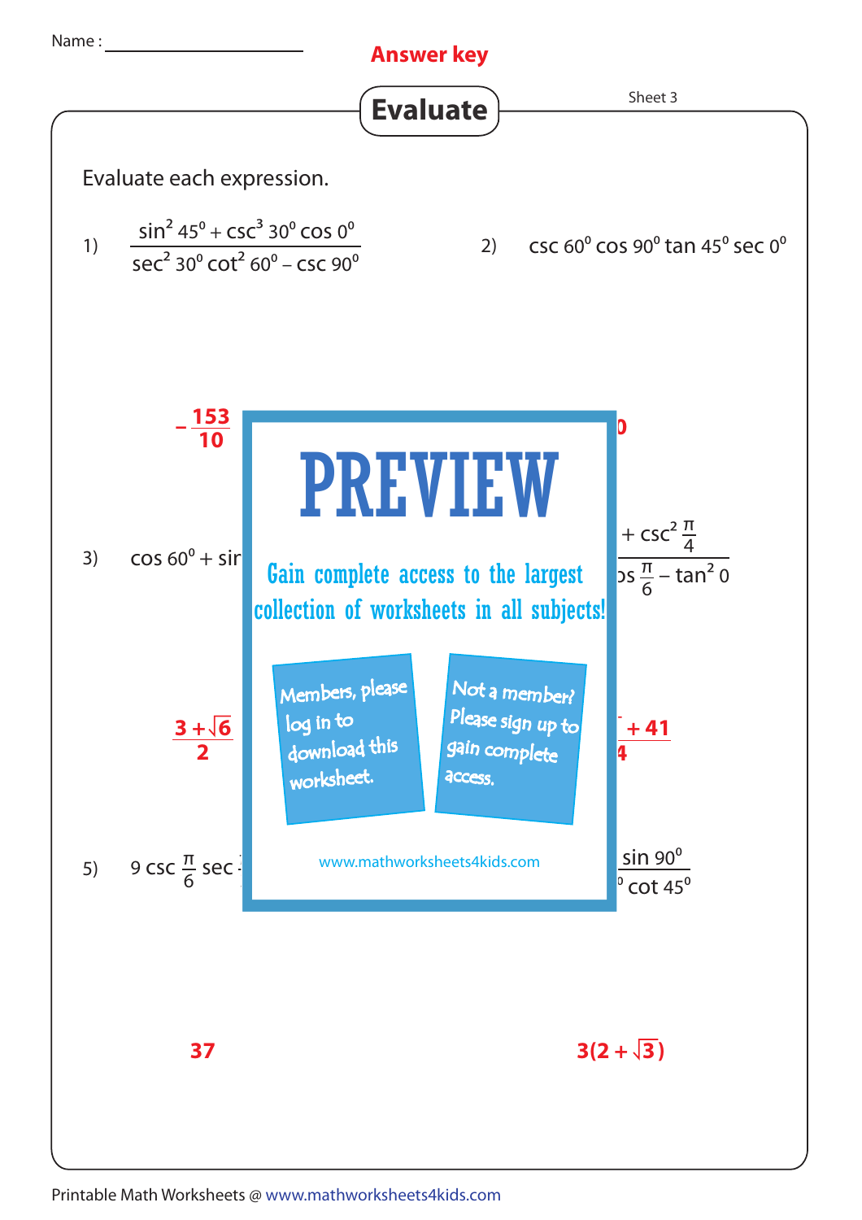Name :

**Answer key**

# Evaluate

Sheet 3

Evaluate each expression.

1) $\dfrac{\sin^2 45^0 + \csc^3 30^0 \cos 0^0}{\sec^2 30^0 \cot^2 60^0 - \csc 90^0}$

2) $\csc 60^0 \cos 90^0 \tan 45^0 \sec 0^0$

$-\dfrac{153}{10}$

0

3) $\cos 60^0 + \sin$

$+ \csc^2 \frac{\pi}{4}$

$\cos \frac{\pi}{6} - \tan^2 0$

$\dfrac{3 + \sqrt{6}}{2}$

$+ 41$

$4$

# PREVIEW

Gain complete access to the largest collection of worksheets in all subjects!

Members, please log in to download this worksheet.

Not a member? Please sign up to gain complete access.

www.mathworksheets4kids.com

5) $9 \csc \frac{\pi}{6} \sec$

$\sin 90^0$

$\cot 45^0$

**37**

$3(2 + \sqrt{3})$

Printable Math Worksheets @ www.mathworksheets4kids.com